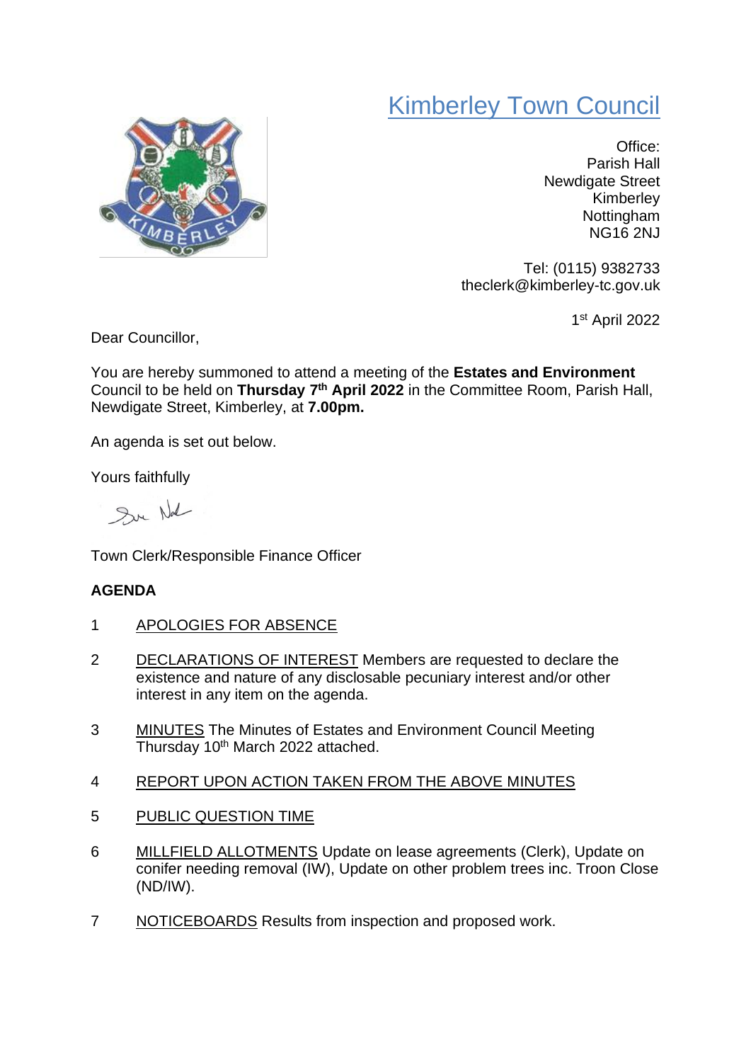# Kimberley Town Council

Office:
Parish Hall
Newdigate Street
Kimberley
Nottingham
NG16 2NJ

Tel: (0115) 9382733
theclerk@kimberley-tc.gov.uk

1st April 2022

Dear Councillor,

You are hereby summoned to attend a meeting of the **Estates and Environment** Council to be held on **Thursday 7th April 2022** in the Committee Room, Parish Hall, Newdigate Street, Kimberley, at **7.00pm.**

An agenda is set out below.

Yours faithfully

Town Clerk/Responsible Finance Officer

**AGENDA**

1 APOLOGIES FOR ABSENCE

2 DECLARATIONS OF INTEREST Members are requested to declare the existence and nature of any disclosable pecuniary interest and/or other interest in any item on the agenda.

3 MINUTES The Minutes of Estates and Environment Council Meeting Thursday 10th March 2022 attached.

4 REPORT UPON ACTION TAKEN FROM THE ABOVE MINUTES

5 PUBLIC QUESTION TIME

6 MILLFIELD ALLOTMENTS Update on lease agreements (Clerk), Update on conifer needing removal (IW), Update on other problem trees inc. Troon Close (ND/IW).

7 NOTICEBOARDS Results from inspection and proposed work.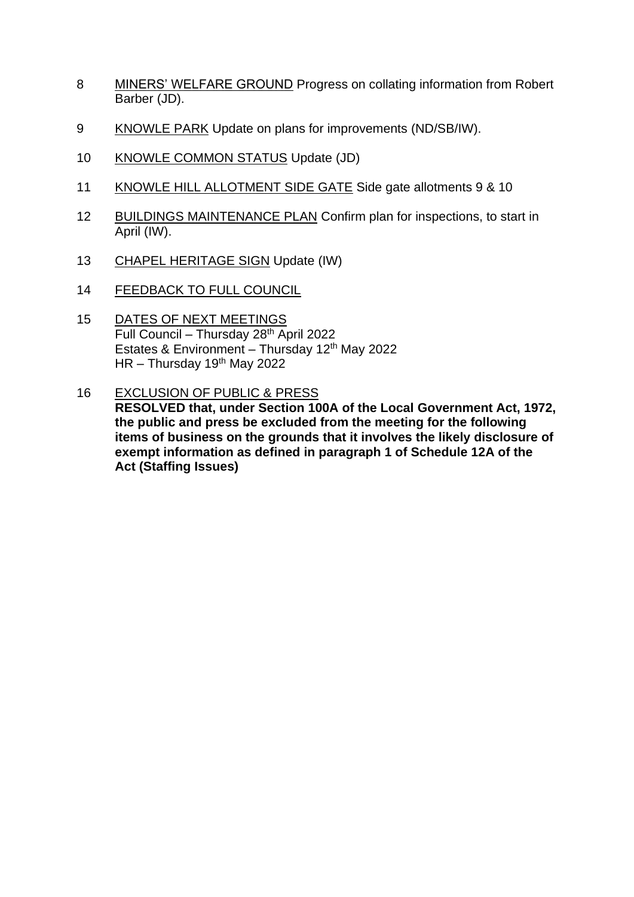8 <u>MINERS' WELFARE GROUND</u> Progress on collating information from Robert Barber (JD).

9 <u>KNOWLE PARK</u> Update on plans for improvements (ND/SB/IW).

10 <u>KNOWLE COMMON STATUS</u> Update (JD)

11 <u>KNOWLE HILL ALLOTMENT SIDE GATE</u> Side gate allotments 9 & 10

12 <u>BUILDINGS MAINTENANCE PLAN</u> Confirm plan for inspections, to start in April (IW).

13 <u>CHAPEL HERITAGE SIGN</u> Update (IW)

14 <u>FEEDBACK TO FULL COUNCIL</u>

15 <u>DATES OF NEXT MEETINGS</u>
Full Council – Thursday 28th April 2022
Estates & Environment – Thursday 12th May 2022
HR – Thursday 19th May 2022

16 <u>EXCLUSION OF PUBLIC & PRESS</u>
**RESOLVED that, under Section 100A of the Local Government Act, 1972, the public and press be excluded from the meeting for the following items of business on the grounds that it involves the likely disclosure of exempt information as defined in paragraph 1 of Schedule 12A of the Act (Staffing Issues)**